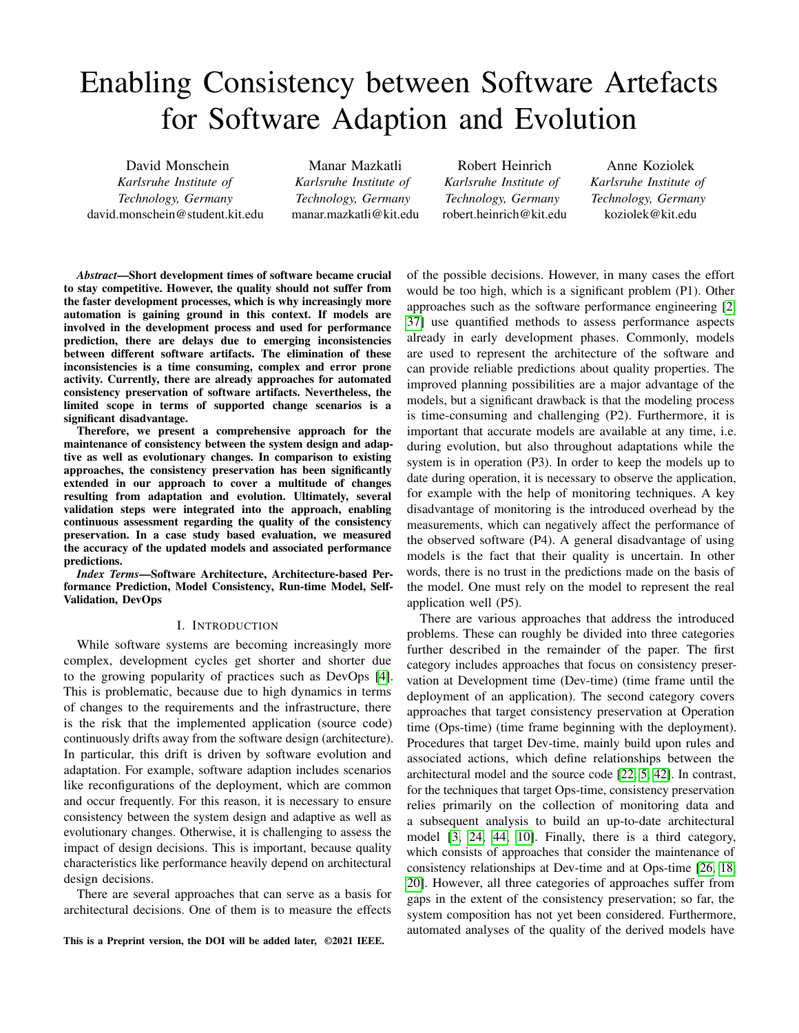# Enabling Consistency between Software Artefacts for Software Adaption and Evolution

David Monschein
*Karlsruhe Institute of Technology, Germany*
david.monschein@student.kit.edu

Manar Mazkatli
*Karlsruhe Institute of Technology, Germany*
manar.mazkatli@kit.edu

Robert Heinrich
*Karlsruhe Institute of Technology, Germany*
robert.heinrich@kit.edu

Anne Koziolek
*Karlsruhe Institute of Technology, Germany*
koziolek@kit.edu

***Abstract*—Short development times of software became crucial to stay competitive. However, the quality should not suffer from the faster development processes, which is why increasingly more automation is gaining ground in this context. If models are involved in the development process and used for performance prediction, there are delays due to emerging inconsistencies between different software artifacts. The elimination of these inconsistencies is a time consuming, complex and error prone activity. Currently, there are already approaches for automated consistency preservation of software artifacts. Nevertheless, the limited scope in terms of supported change scenarios is a significant disadvantage.**

**Therefore, we present a comprehensive approach for the maintenance of consistency between the system design and adaptive as well as evolutionary changes. In comparison to existing approaches, the consistency preservation has been significantly extended in our approach to cover a multitude of changes resulting from adaptation and evolution. Ultimately, several validation steps were integrated into the approach, enabling continuous assessment regarding the quality of the consistency preservation. In a case study based evaluation, we measured the accuracy of the updated models and associated performance predictions.**

***Index Terms*—Software Architecture, Architecture-based Performance Prediction, Model Consistency, Run-time Model, Self-Validation, DevOps**

## I. Introduction

While software systems are becoming increasingly more complex, development cycles get shorter and shorter due to the growing popularity of practices such as DevOps [4]. This is problematic, because due to high dynamics in terms of changes to the requirements and the infrastructure, there is the risk that the implemented application (source code) continuously drifts away from the software design (architecture). In particular, this drift is driven by software evolution and adaptation. For example, software adaption includes scenarios like reconfigurations of the deployment, which are common and occur frequently. For this reason, it is necessary to ensure consistency between the system design and adaptive as well as evolutionary changes. Otherwise, it is challenging to assess the impact of design decisions. This is important, because quality characteristics like performance heavily depend on architectural design decisions.

There are several approaches that can serve as a basis for architectural decisions. One of them is to measure the effects of the possible decisions. However, in many cases the effort would be too high, which is a significant problem (P1). Other approaches such as the software performance engineering [2, 37] use quantified methods to assess performance aspects already in early development phases. Commonly, models are used to represent the architecture of the software and can provide reliable predictions about quality properties. The improved planning possibilities are a major advantage of the models, but a significant drawback is that the modeling process is time-consuming and challenging (P2). Furthermore, it is important that accurate models are available at any time, i.e. during evolution, but also throughout adaptations while the system is in operation (P3). In order to keep the models up to date during operation, it is necessary to observe the application, for example with the help of monitoring techniques. A key disadvantage of monitoring is the introduced overhead by the measurements, which can negatively affect the performance of the observed software (P4). A general disadvantage of using models is the fact that their quality is uncertain. In other words, there is no trust in the predictions made on the basis of the model. One must rely on the model to represent the real application well (P5).

There are various approaches that address the introduced problems. These can roughly be divided into three categories further described in the remainder of the paper. The first category includes approaches that focus on consistency preservation at Development time (Dev-time) (time frame until the deployment of an application). The second category covers approaches that target consistency preservation at Operation time (Ops-time) (time frame beginning with the deployment). Procedures that target Dev-time, mainly build upon rules and associated actions, which define relationships between the architectural model and the source code [22, 5, 42]. In contrast, for the techniques that target Ops-time, consistency preservation relies primarily on the collection of monitoring data and a subsequent analysis to build an up-to-date architectural model [3, 24, 44, 10]. Finally, there is a third category, which consists of approaches that consider the maintenance of consistency relationships at Dev-time and at Ops-time [26, 18, 20]. However, all three categories of approaches suffer from gaps in the extent of the consistency preservation; so far, the system composition has not yet been considered. Furthermore, automated analyses of the quality of the derived models have

**This is a Preprint version, the DOI will be added later, ©2021 IEEE.**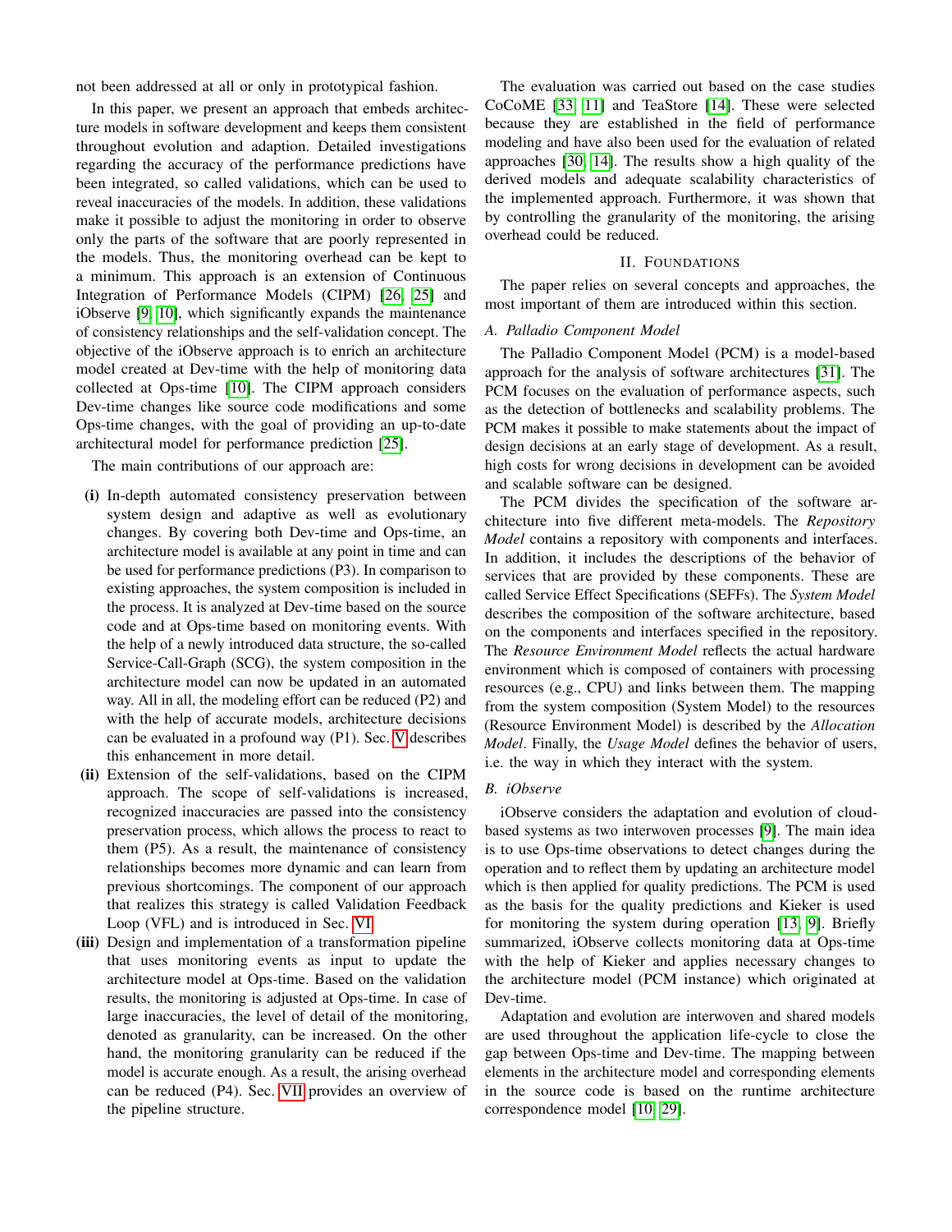not been addressed at all or only in prototypical fashion.

In this paper, we present an approach that embeds architecture models in software development and keeps them consistent throughout evolution and adaption. Detailed investigations regarding the accuracy of the performance predictions have been integrated, so called validations, which can be used to reveal inaccuracies of the models. In addition, these validations make it possible to adjust the monitoring in order to observe only the parts of the software that are poorly represented in the models. Thus, the monitoring overhead can be kept to a minimum. This approach is an extension of Continuous Integration of Performance Models (CIPM) [26, 25] and iObserve [9, 10], which significantly expands the maintenance of consistency relationships and the self-validation concept. The objective of the iObserve approach is to enrich an architecture model created at Dev-time with the help of monitoring data collected at Ops-time [10]. The CIPM approach considers Dev-time changes like source code modifications and some Ops-time changes, with the goal of providing an up-to-date architectural model for performance prediction [25].

The main contributions of our approach are:

- **(i)** In-depth automated consistency preservation between system design and adaptive as well as evolutionary changes. By covering both Dev-time and Ops-time, an architecture model is available at any point in time and can be used for performance predictions (P3). In comparison to existing approaches, the system composition is included in the process. It is analyzed at Dev-time based on the source code and at Ops-time based on monitoring events. With the help of a newly introduced data structure, the so-called Service-Call-Graph (SCG), the system composition in the architecture model can now be updated in an automated way. All in all, the modeling effort can be reduced (P2) and with the help of accurate models, architecture decisions can be evaluated in a profound way (P1). Sec. V describes this enhancement in more detail.
- **(ii)** Extension of the self-validations, based on the CIPM approach. The scope of self-validations is increased, recognized inaccuracies are passed into the consistency preservation process, which allows the process to react to them (P5). As a result, the maintenance of consistency relationships becomes more dynamic and can learn from previous shortcomings. The component of our approach that realizes this strategy is called Validation Feedback Loop (VFL) and is introduced in Sec. VI.
- **(iii)** Design and implementation of a transformation pipeline that uses monitoring events as input to update the architecture model at Ops-time. Based on the validation results, the monitoring is adjusted at Ops-time. In case of large inaccuracies, the level of detail of the monitoring, denoted as granularity, can be increased. On the other hand, the monitoring granularity can be reduced if the model is accurate enough. As a result, the arising overhead can be reduced (P4). Sec. VII provides an overview of the pipeline structure.

The evaluation was carried out based on the case studies CoCoME [33, 11] and TeaStore [14]. These were selected because they are established in the field of performance modeling and have also been used for the evaluation of related approaches [30, 14]. The results show a high quality of the derived models and adequate scalability characteristics of the implemented approach. Furthermore, it was shown that by controlling the granularity of the monitoring, the arising overhead could be reduced.

## II. Foundations

The paper relies on several concepts and approaches, the most important of them are introduced within this section.

### A. Palladio Component Model

The Palladio Component Model (PCM) is a model-based approach for the analysis of software architectures [31]. The PCM focuses on the evaluation of performance aspects, such as the detection of bottlenecks and scalability problems. The PCM makes it possible to make statements about the impact of design decisions at an early stage of development. As a result, high costs for wrong decisions in development can be avoided and scalable software can be designed.

The PCM divides the specification of the software architecture into five different meta-models. The *Repository Model* contains a repository with components and interfaces. In addition, it includes the descriptions of the behavior of services that are provided by these components. These are called Service Effect Specifications (SEFFs). The *System Model* describes the composition of the software architecture, based on the components and interfaces specified in the repository. The *Resource Environment Model* reflects the actual hardware environment which is composed of containers with processing resources (e.g., CPU) and links between them. The mapping from the system composition (System Model) to the resources (Resource Environment Model) is described by the *Allocation Model*. Finally, the *Usage Model* defines the behavior of users, i.e. the way in which they interact with the system.

### B. iObserve

iObserve considers the adaptation and evolution of cloud-based systems as two interwoven processes [9]. The main idea is to use Ops-time observations to detect changes during the operation and to reflect them by updating an architecture model which is then applied for quality predictions. The PCM is used as the basis for the quality predictions and Kieker is used for monitoring the system during operation [13, 9]. Briefly summarized, iObserve collects monitoring data at Ops-time with the help of Kieker and applies necessary changes to the architecture model (PCM instance) which originated at Dev-time.

Adaptation and evolution are interwoven and shared models are used throughout the application life-cycle to close the gap between Ops-time and Dev-time. The mapping between elements in the architecture model and corresponding elements in the source code is based on the runtime architecture correspondence model [10, 29].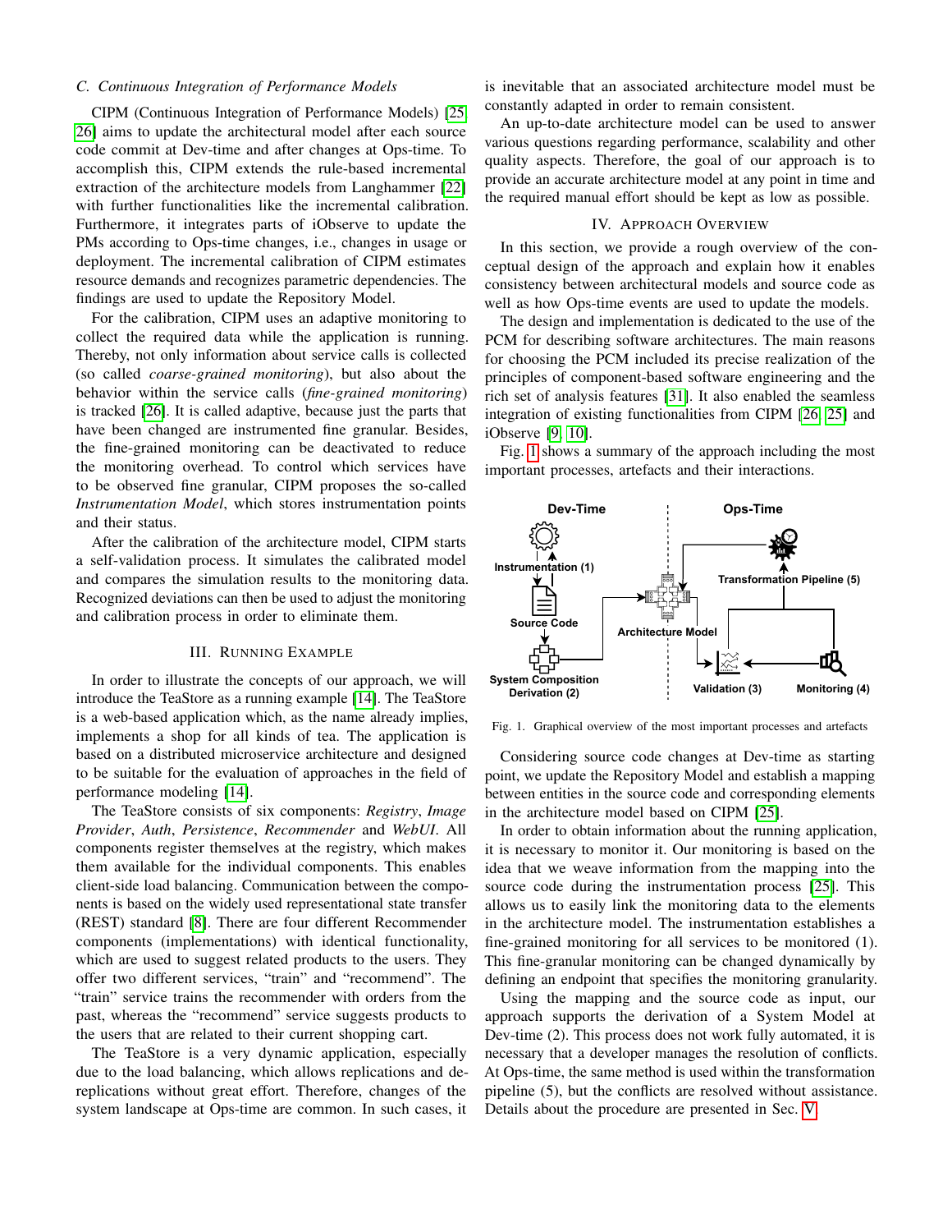### C. Continuous Integration of Performance Models

CIPM (Continuous Integration of Performance Models) [25, 26] aims to update the architectural model after each source code commit at Dev-time and after changes at Ops-time. To accomplish this, CIPM extends the rule-based incremental extraction of the architecture models from Langhammer [22] with further functionalities like the incremental calibration. Furthermore, it integrates parts of iObserve to update the PMs according to Ops-time changes, i.e., changes in usage or deployment. The incremental calibration of CIPM estimates resource demands and recognizes parametric dependencies. The findings are used to update the Repository Model.

For the calibration, CIPM uses an adaptive monitoring to collect the required data while the application is running. Thereby, not only information about service calls is collected (so called *coarse-grained monitoring*), but also about the behavior within the service calls (*fine-grained monitoring*) is tracked [26]. It is called adaptive, because just the parts that have been changed are instrumented fine granular. Besides, the fine-grained monitoring can be deactivated to reduce the monitoring overhead. To control which services have to be observed fine granular, CIPM proposes the so-called *Instrumentation Model*, which stores instrumentation points and their status.

After the calibration of the architecture model, CIPM starts a self-validation process. It simulates the calibrated model and compares the simulation results to the monitoring data. Recognized deviations can then be used to adjust the monitoring and calibration process in order to eliminate them.

## III. Running Example

In order to illustrate the concepts of our approach, we will introduce the TeaStore as a running example [14]. The TeaStore is a web-based application which, as the name already implies, implements a shop for all kinds of tea. The application is based on a distributed microservice architecture and designed to be suitable for the evaluation of approaches in the field of performance modeling [14].

The TeaStore consists of six components: *Registry*, *Image Provider*, *Auth*, *Persistence*, *Recommender* and *WebUI*. All components register themselves at the registry, which makes them available for the individual components. This enables client-side load balancing. Communication between the components is based on the widely used representational state transfer (REST) standard [8]. There are four different Recommender components (implementations) with identical functionality, which are used to suggest related products to the users. They offer two different services, "train" and "recommend". The "train" service trains the recommender with orders from the past, whereas the "recommend" service suggests products to the users that are related to their current shopping cart.

The TeaStore is a very dynamic application, especially due to the load balancing, which allows replications and dereplications without great effort. Therefore, changes of the system landscape at Ops-time are common. In such cases, it is inevitable that an associated architecture model must be constantly adapted in order to remain consistent.

An up-to-date architecture model can be used to answer various questions regarding performance, scalability and other quality aspects. Therefore, the goal of our approach is to provide an accurate architecture model at any point in time and the required manual effort should be kept as low as possible.

## IV. Approach Overview

In this section, we provide a rough overview of the conceptual design of the approach and explain how it enables consistency between architectural models and source code as well as how Ops-time events are used to update the models.

The design and implementation is dedicated to the use of the PCM for describing software architectures. The main reasons for choosing the PCM included its precise realization of the principles of component-based software engineering and the rich set of analysis features [31]. It also enabled the seamless integration of existing functionalities from CIPM [26, 25] and iObserve [9, 10].

Fig. 1 shows a summary of the approach including the most important processes, artefacts and their interactions.

Fig. 1. Graphical overview of the most important processes and artefacts

Considering source code changes at Dev-time as starting point, we update the Repository Model and establish a mapping between entities in the source code and corresponding elements in the architecture model based on CIPM [25].

In order to obtain information about the running application, it is necessary to monitor it. Our monitoring is based on the idea that we weave information from the mapping into the source code during the instrumentation process [25]. This allows us to easily link the monitoring data to the elements in the architecture model. The instrumentation establishes a fine-grained monitoring for all services to be monitored (1). This fine-granular monitoring can be changed dynamically by defining an endpoint that specifies the monitoring granularity.

Using the mapping and the source code as input, our approach supports the derivation of a System Model at Dev-time (2). This process does not work fully automated, it is necessary that a developer manages the resolution of conflicts. At Ops-time, the same method is used within the transformation pipeline (5), but the conflicts are resolved without assistance. Details about the procedure are presented in Sec. V.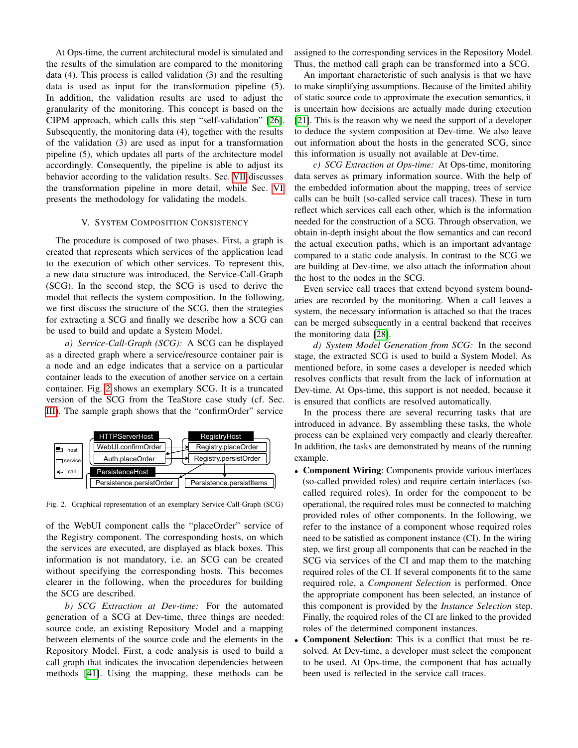At Ops-time, the current architectural model is simulated and the results of the simulation are compared to the monitoring data (4). This process is called validation (3) and the resulting data is used as input for the transformation pipeline (5). In addition, the validation results are used to adjust the granularity of the monitoring. This concept is based on the CIPM approach, which calls this step "self-validation" [26]. Subsequently, the monitoring data (4), together with the results of the validation (3) are used as input for a transformation pipeline (5), which updates all parts of the architecture model accordingly. Consequently, the pipeline is able to adjust its behavior according to the validation results. Sec. VII discusses the transformation pipeline in more detail, while Sec. VI presents the methodology for validating the models.

## V. System Composition Consistency

The procedure is composed of two phases. First, a graph is created that represents which services of the application lead to the execution of which other services. To represent this, a new data structure was introduced, the Service-Call-Graph (SCG). In the second step, the SCG is used to derive the model that reflects the system composition. In the following, we first discuss the structure of the SCG, then the strategies for extracting a SCG and finally we describe how a SCG can be used to build and update a System Model.

*a) Service-Call-Graph (SCG):* A SCG can be displayed as a directed graph where a service/resource container pair is a node and an edge indicates that a service on a particular container leads to the execution of another service on a certain container. Fig. 2 shows an exemplary SCG. It is a truncated version of the SCG from the TeaStore case study (cf. Sec. III). The sample graph shows that the "confirmOrder" service

Fig. 2. Graphical representation of an exemplary Service-Call-Graph (SCG)

of the WebUI component calls the "placeOrder" service of the Registry component. The corresponding hosts, on which the services are executed, are displayed as black boxes. This information is not mandatory, i.e. an SCG can be created without specifying the corresponding hosts. This becomes clearer in the following, when the procedures for building the SCG are described.

*b) SCG Extraction at Dev-time:* For the automated generation of a SCG at Dev-time, three things are needed: source code, an existing Repository Model and a mapping between elements of the source code and the elements in the Repository Model. First, a code analysis is used to build a call graph that indicates the invocation dependencies between methods [41]. Using the mapping, these methods can be assigned to the corresponding services in the Repository Model. Thus, the method call graph can be transformed into a SCG.

An important characteristic of such analysis is that we have to make simplifying assumptions. Because of the limited ability of static source code to approximate the execution semantics, it is uncertain how decisions are actually made during execution [21]. This is the reason why we need the support of a developer to deduce the system composition at Dev-time. We also leave out information about the hosts in the generated SCG, since this information is usually not available at Dev-time.

*c) SCG Extraction at Ops-time:* At Ops-time, monitoring data serves as primary information source. With the help of the embedded information about the mapping, trees of service calls can be built (so-called service call traces). These in turn reflect which services call each other, which is the information needed for the construction of a SCG. Through observation, we obtain in-depth insight about the flow semantics and can record the actual execution paths, which is an important advantage compared to a static code analysis. In contrast to the SCG we are building at Dev-time, we also attach the information about the host to the nodes in the SCG.

Even service call traces that extend beyond system boundaries are recorded by the monitoring. When a call leaves a system, the necessary information is attached so that the traces can be merged subsequently in a central backend that receives the monitoring data [28].

*d) System Model Generation from SCG:* In the second stage, the extracted SCG is used to build a System Model. As mentioned before, in some cases a developer is needed which resolves conflicts that result from the lack of information at Dev-time. At Ops-time, this support is not needed, because it is ensured that conflicts are resolved automatically.

In the process there are several recurring tasks that are introduced in advance. By assembling these tasks, the whole process can be explained very compactly and clearly thereafter. In addition, the tasks are demonstrated by means of the running example.

- **Component Wiring**: Components provide various interfaces (so-called provided roles) and require certain interfaces (so-called required roles). In order for the component to be operational, the required roles must be connected to matching provided roles of other components. In the following, we refer to the instance of a component whose required roles need to be satisfied as component instance (CI). In the wiring step, we first group all components that can be reached in the SCG via services of the CI and map them to the matching required roles of the CI. If several components fit to the same required role, a *Component Selection* is performed. Once the appropriate component has been selected, an instance of this component is provided by the *Instance Selection* step. Finally, the required roles of the CI are linked to the provided roles of the determined component instances.
- **Component Selection**: This is a conflict that must be resolved. At Dev-time, a developer must select the component to be used. At Ops-time, the component that has actually been used is reflected in the service call traces.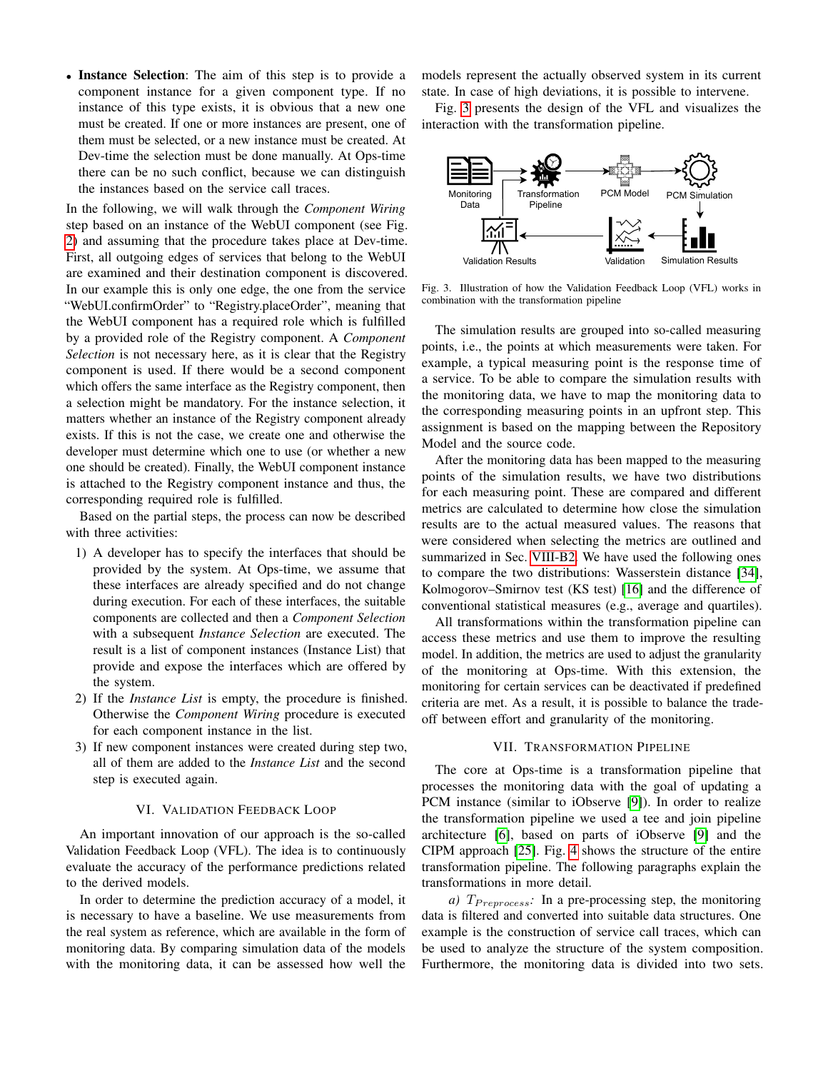- **Instance Selection**: The aim of this step is to provide a component instance for a given component type. If no instance of this type exists, it is obvious that a new one must be created. If one or more instances are present, one of them must be selected, or a new instance must be created. At Dev-time the selection must be done manually. At Ops-time there can be no such conflict, because we can distinguish the instances based on the service call traces.

In the following, we will walk through the *Component Wiring* step based on an instance of the WebUI component (see Fig. 2) and assuming that the procedure takes place at Dev-time. First, all outgoing edges of services that belong to the WebUI are examined and their destination component is discovered. In our example this is only one edge, the one from the service "WebUI.confirmOrder" to "Registry.placeOrder", meaning that the WebUI component has a required role which is fulfilled by a provided role of the Registry component. A *Component Selection* is not necessary here, as it is clear that the Registry component is used. If there would be a second component which offers the same interface as the Registry component, then a selection might be mandatory. For the instance selection, it matters whether an instance of the Registry component already exists. If this is not the case, we create one and otherwise the developer must determine which one to use (or whether a new one should be created). Finally, the WebUI component instance is attached to the Registry component instance and thus, the corresponding required role is fulfilled.

Based on the partial steps, the process can now be described with three activities:

1) A developer has to specify the interfaces that should be provided by the system. At Ops-time, we assume that these interfaces are already specified and do not change during execution. For each of these interfaces, the suitable components are collected and then a *Component Selection* with a subsequent *Instance Selection* are executed. The result is a list of component instances (Instance List) that provide and expose the interfaces which are offered by the system.
2) If the *Instance List* is empty, the procedure is finished. Otherwise the *Component Wiring* procedure is executed for each component instance in the list.
3) If new component instances were created during step two, all of them are added to the *Instance List* and the second step is executed again.

## VI. Validation Feedback Loop

An important innovation of our approach is the so-called Validation Feedback Loop (VFL). The idea is to continuously evaluate the accuracy of the performance predictions related to the derived models.

In order to determine the prediction accuracy of a model, it is necessary to have a baseline. We use measurements from the real system as reference, which are available in the form of monitoring data. By comparing simulation data of the models with the monitoring data, it can be assessed how well the models represent the actually observed system in its current state. In case of high deviations, it is possible to intervene.

Fig. 3 presents the design of the VFL and visualizes the interaction with the transformation pipeline.

Monitoring Data | Transformation Pipeline | PCM Model | PCM Simulation | Simulation Results | Validation | Validation Results

Fig. 3. Illustration of how the Validation Feedback Loop (VFL) works in combination with the transformation pipeline

The simulation results are grouped into so-called measuring points, i.e., the points at which measurements were taken. For example, a typical measuring point is the response time of a service. To be able to compare the simulation results with the monitoring data, we have to map the monitoring data to the corresponding measuring points in an upfront step. This assignment is based on the mapping between the Repository Model and the source code.

After the monitoring data has been mapped to the measuring points of the simulation results, we have two distributions for each measuring point. These are compared and different metrics are calculated to determine how close the simulation results are to the actual measured values. The reasons that were considered when selecting the metrics are outlined and summarized in Sec. VIII-B2. We have used the following ones to compare the two distributions: Wasserstein distance [34], Kolmogorov–Smirnov test (KS test) [16] and the difference of conventional statistical measures (e.g., average and quartiles).

All transformations within the transformation pipeline can access these metrics and use them to improve the resulting model. In addition, the metrics are used to adjust the granularity of the monitoring at Ops-time. With this extension, the monitoring for certain services can be deactivated if predefined criteria are met. As a result, it is possible to balance the trade-off between effort and granularity of the monitoring.

## VII. Transformation Pipeline

The core at Ops-time is a transformation pipeline that processes the monitoring data with the goal of updating a PCM instance (similar to iObserve [9]). In order to realize the transformation pipeline we used a tee and join pipeline architecture [6], based on parts of iObserve [9] and the CIPM approach [25]. Fig. 4 shows the structure of the entire transformation pipeline. The following paragraphs explain the transformations in more detail.

*a) $T_{Preprocess}$:* In a pre-processing step, the monitoring data is filtered and converted into suitable data structures. One example is the construction of service call traces, which can be used to analyze the structure of the system composition. Furthermore, the monitoring data is divided into two sets.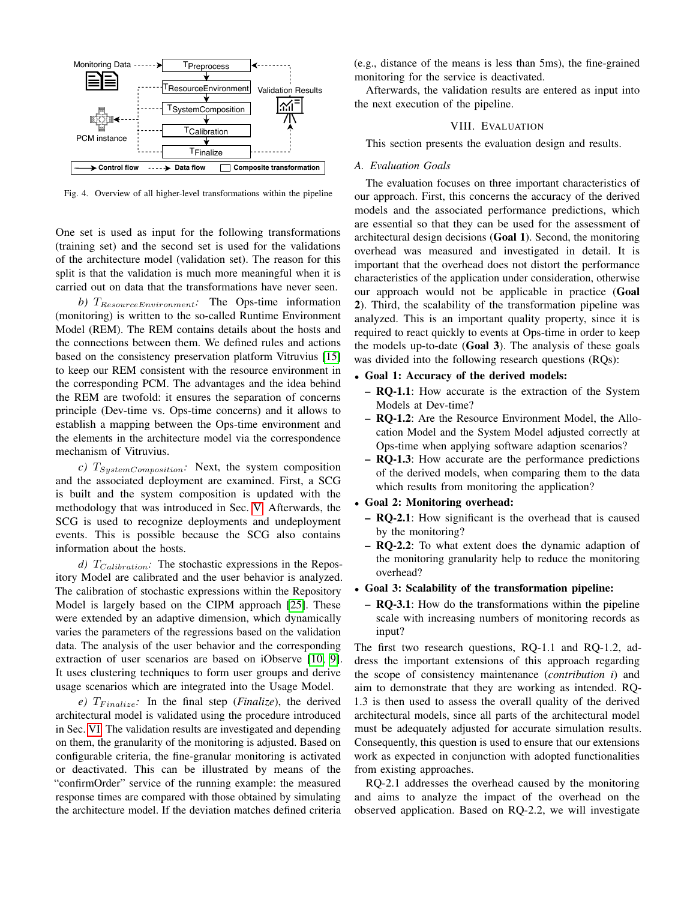Fig. 4. Overview of all higher-level transformations within the pipeline

One set is used as input for the following transformations (training set) and the second set is used for the validations of the architecture model (validation set). The reason for this split is that the validation is much more meaningful when it is carried out on data that the transformations have never seen.

*b)* $T_{ResourceEnvironment}$*:* The Ops-time information (monitoring) is written to the so-called Runtime Environment Model (REM). The REM contains details about the hosts and the connections between them. We defined rules and actions based on the consistency preservation platform Vitruvius [15] to keep our REM consistent with the resource environment in the corresponding PCM. The advantages and the idea behind the REM are twofold: it ensures the separation of concerns principle (Dev-time vs. Ops-time concerns) and it allows to establish a mapping between the Ops-time environment and the elements in the architecture model via the correspondence mechanism of Vitruvius.

*c)* $T_{SystemComposition}$*:* Next, the system composition and the associated deployment are examined. First, a SCG is built and the system composition is updated with the methodology that was introduced in Sec. V. Afterwards, the SCG is used to recognize deployments and undeployment events. This is possible because the SCG also contains information about the hosts.

*d)* $T_{Calibration}$*:* The stochastic expressions in the Repository Model are calibrated and the user behavior is analyzed. The calibration of stochastic expressions within the Repository Model is largely based on the CIPM approach [25]. These were extended by an adaptive dimension, which dynamically varies the parameters of the regressions based on the validation data. The analysis of the user behavior and the corresponding extraction of user scenarios are based on iObserve [10], [9]. It uses clustering techniques to form user groups and derive usage scenarios which are integrated into the Usage Model.

*e)* $T_{Finalize}$*:* In the final step (*Finalize*), the derived architectural model is validated using the procedure introduced in Sec. VI. The validation results are investigated and depending on them, the granularity of the monitoring is adjusted. Based on configurable criteria, the fine-granular monitoring is activated or deactivated. This can be illustrated by means of the "confirmOrder" service of the running example: the measured response times are compared with those obtained by simulating the architecture model. If the deviation matches defined criteria (e.g., distance of the means is less than 5ms), the fine-grained monitoring for the service is deactivated.

Afterwards, the validation results are entered as input into the next execution of the pipeline.

## VIII. Evaluation

This section presents the evaluation design and results.

### A. Evaluation Goals

The evaluation focuses on three important characteristics of our approach. First, this concerns the accuracy of the derived models and the associated performance predictions, which are essential so that they can be used for the assessment of architectural design decisions (**Goal 1**). Second, the monitoring overhead was measured and investigated in detail. It is important that the overhead does not distort the performance characteristics of the application under consideration, otherwise our approach would not be applicable in practice (**Goal 2**). Third, the scalability of the transformation pipeline was analyzed. This is an important quality property, since it is required to react quickly to events at Ops-time in order to keep the models up-to-date (**Goal 3**). The analysis of these goals was divided into the following research questions (RQs):

- **Goal 1: Accuracy of the derived models:**
  - **RQ-1.1**: How accurate is the extraction of the System Models at Dev-time?
  - **RQ-1.2**: Are the Resource Environment Model, the Allocation Model and the System Model adjusted correctly at Ops-time when applying software adaption scenarios?
  - **RQ-1.3**: How accurate are the performance predictions of the derived models, when comparing them to the data which results from monitoring the application?
- **Goal 2: Monitoring overhead:**
  - **RQ-2.1**: How significant is the overhead that is caused by the monitoring?
  - **RQ-2.2**: To what extent does the dynamic adaption of the monitoring granularity help to reduce the monitoring overhead?
- **Goal 3: Scalability of the transformation pipeline:**
  - **RQ-3.1**: How do the transformations within the pipeline scale with increasing numbers of monitoring records as input?

The first two research questions, RQ-1.1 and RQ-1.2, address the important extensions of this approach regarding the scope of consistency maintenance (*contribution i*) and aim to demonstrate that they are working as intended. RQ-1.3 is then used to assess the overall quality of the derived architectural models, since all parts of the architectural model must be adequately adjusted for accurate simulation results. Consequently, this question is used to ensure that our extensions work as expected in conjunction with adopted functionalities from existing approaches.

RQ-2.1 addresses the overhead caused by the monitoring and aims to analyze the impact of the overhead on the observed application. Based on RQ-2.2, we will investigate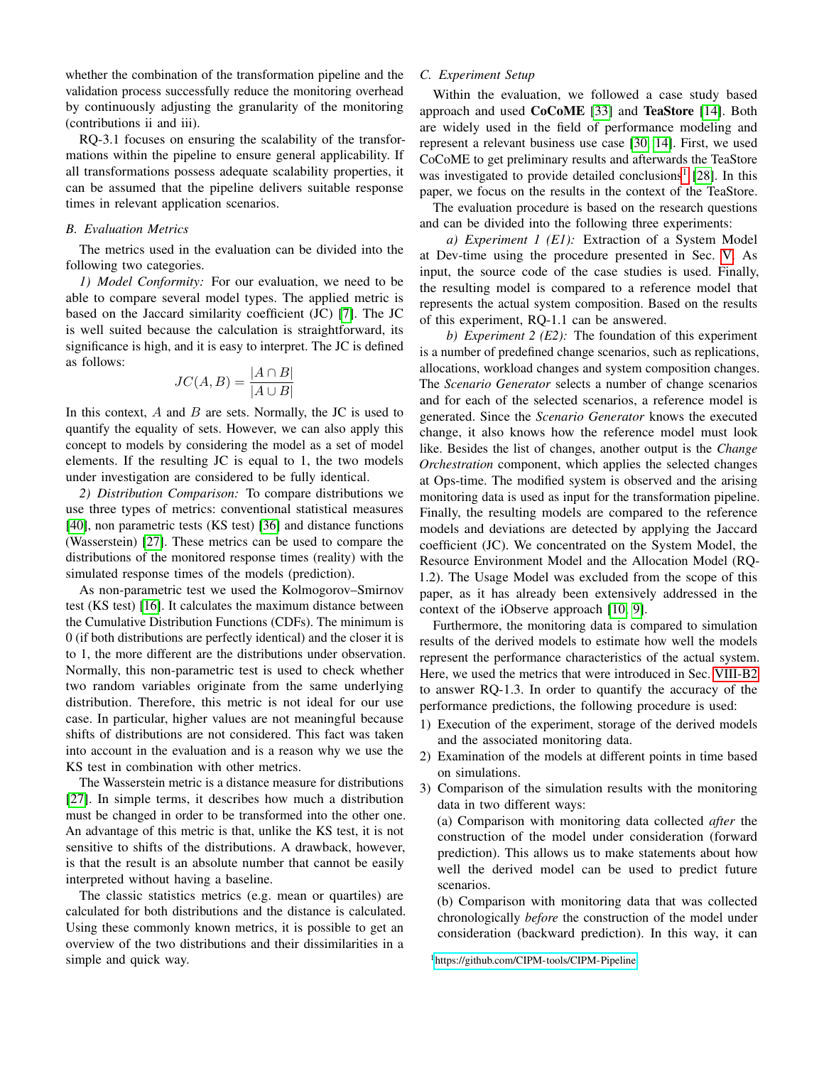whether the combination of the transformation pipeline and the validation process successfully reduce the monitoring overhead by continuously adjusting the granularity of the monitoring (contributions ii and iii).

RQ-3.1 focuses on ensuring the scalability of the transformations within the pipeline to ensure general applicability. If all transformations possess adequate scalability properties, it can be assumed that the pipeline delivers suitable response times in relevant application scenarios.

### B. Evaluation Metrics

The metrics used in the evaluation can be divided into the following two categories.

*1) Model Conformity:* For our evaluation, we need to be able to compare several model types. The applied metric is based on the Jaccard similarity coefficient (JC) [7]. The JC is well suited because the calculation is straightforward, its significance is high, and it is easy to interpret. The JC is defined as follows:

$$JC(A,B) = \frac{|A \cap B|}{|A \cup B|}$$

In this context, $A$ and $B$ are sets. Normally, the JC is used to quantify the equality of sets. However, we can also apply this concept to models by considering the model as a set of model elements. If the resulting JC is equal to 1, the two models under investigation are considered to be fully identical.

*2) Distribution Comparison:* To compare distributions we use three types of metrics: conventional statistical measures [40], non parametric tests (KS test) [36] and distance functions (Wasserstein) [27]. These metrics can be used to compare the distributions of the monitored response times (reality) with the simulated response times of the models (prediction).

As non-parametric test we used the Kolmogorov–Smirnov test (KS test) [16]. It calculates the maximum distance between the Cumulative Distribution Functions (CDFs). The minimum is 0 (if both distributions are perfectly identical) and the closer it is to 1, the more different are the distributions under observation. Normally, this non-parametric test is used to check whether two random variables originate from the same underlying distribution. Therefore, this metric is not ideal for our use case. In particular, higher values are not meaningful because shifts of distributions are not considered. This fact was taken into account in the evaluation and is a reason why we use the KS test in combination with other metrics.

The Wasserstein metric is a distance measure for distributions [27]. In simple terms, it describes how much a distribution must be changed in order to be transformed into the other one. An advantage of this metric is that, unlike the KS test, it is not sensitive to shifts of the distributions. A drawback, however, is that the result is an absolute number that cannot be easily interpreted without having a baseline.

The classic statistics metrics (e.g. mean or quartiles) are calculated for both distributions and the distance is calculated. Using these commonly known metrics, it is possible to get an overview of the two distributions and their dissimilarities in a simple and quick way.

### C. Experiment Setup

Within the evaluation, we followed a case study based approach and used **CoCoME** [33] and **TeaStore** [14]. Both are widely used in the field of performance modeling and represent a relevant business use case [30, 14]. First, we used CoCoME to get preliminary results and afterwards the TeaStore was investigated to provide detailed conclusions[1] [28]. In this paper, we focus on the results in the context of the TeaStore.

The evaluation procedure is based on the research questions and can be divided into the following three experiments:

*a) Experiment 1 (E1):* Extraction of a System Model at Dev-time using the procedure presented in Sec. V. As input, the source code of the case studies is used. Finally, the resulting model is compared to a reference model that represents the actual system composition. Based on the results of this experiment, RQ-1.1 can be answered.

*b) Experiment 2 (E2):* The foundation of this experiment is a number of predefined change scenarios, such as replications, allocations, workload changes and system composition changes. The *Scenario Generator* selects a number of change scenarios and for each of the selected scenarios, a reference model is generated. Since the *Scenario Generator* knows the executed change, it also knows how the reference model must look like. Besides the list of changes, another output is the *Change Orchestration* component, which applies the selected changes at Ops-time. The modified system is observed and the arising monitoring data is used as input for the transformation pipeline. Finally, the resulting models are compared to the reference models and deviations are detected by applying the Jaccard coefficient (JC). We concentrated on the System Model, the Resource Environment Model and the Allocation Model (RQ-1.2). The Usage Model was excluded from the scope of this paper, as it has already been extensively addressed in the context of the iObserve approach [10, 9].

Furthermore, the monitoring data is compared to simulation results of the derived models to estimate how well the models represent the performance characteristics of the actual system. Here, we used the metrics that were introduced in Sec. VIII-B2 to answer RQ-1.3. In order to quantify the accuracy of the performance predictions, the following procedure is used:

1) Execution of the experiment, storage of the derived models and the associated monitoring data.
2) Examination of the models at different points in time based on simulations.
3) Comparison of the simulation results with the monitoring data in two different ways:
   (a) Comparison with monitoring data collected *after* the construction of the model under consideration (forward prediction). This allows us to make statements about how well the derived model can be used to predict future scenarios.
   (b) Comparison with monitoring data that was collected chronologically *before* the construction of the model under consideration (backward prediction). In this way, it can

[1] https://github.com/CIPM-tools/CIPM-Pipeline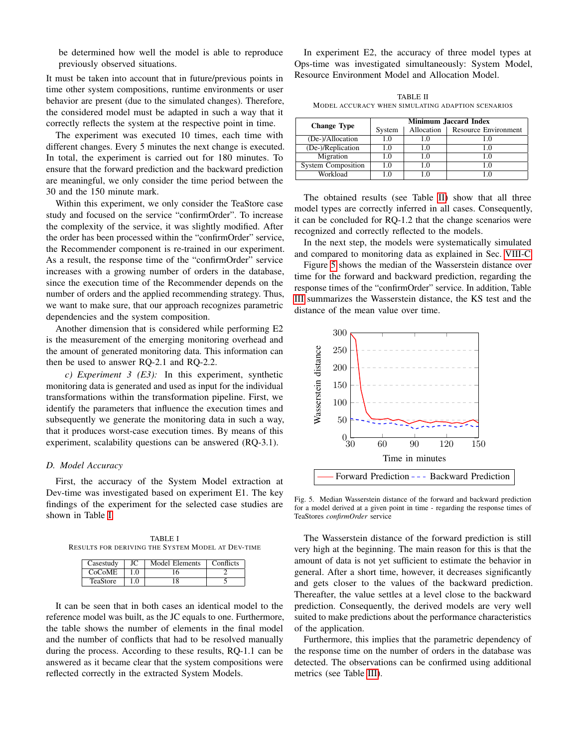be determined how well the model is able to reproduce previously observed situations.

It must be taken into account that in future/previous points in time other system compositions, runtime environments or user behavior are present (due to the simulated changes). Therefore, the considered model must be adapted in such a way that it correctly reflects the system at the respective point in time.

The experiment was executed 10 times, each time with different changes. Every 5 minutes the next change is executed. In total, the experiment is carried out for 180 minutes. To ensure that the forward prediction and the backward prediction are meaningful, we only consider the time period between the 30 and the 150 minute mark.

Within this experiment, we only consider the TeaStore case study and focused on the service "confirmOrder". To increase the complexity of the service, it was slightly modified. After the order has been processed within the "confirmOrder" service, the Recommender component is re-trained in our experiment. As a result, the response time of the "confirmOrder" service increases with a growing number of orders in the database, since the execution time of the Recommender depends on the number of orders and the applied recommending strategy. Thus, we want to make sure, that our approach recognizes parametric dependencies and the system composition.

Another dimension that is considered while performing E2 is the measurement of the emerging monitoring overhead and the amount of generated monitoring data. This information can then be used to answer RQ-2.1 and RQ-2.2.

*c) Experiment 3 (E3):* In this experiment, synthetic monitoring data is generated and used as input for the individual transformations within the transformation pipeline. First, we identify the parameters that influence the execution times and subsequently we generate the monitoring data in such a way, that it produces worst-case execution times. By means of this experiment, scalability questions can be answered (RQ-3.1).

### D. Model Accuracy

First, the accuracy of the System Model extraction at Dev-time was investigated based on experiment E1. The key findings of the experiment for the selected case studies are shown in Table I.

TABLE I
RESULTS FOR DERIVING THE SYSTEM MODEL AT DEV-TIME

| Casestudy | JC | Model Elements | Conflicts |
|---|---|---|---|
| CoCoME | 1.0 | 16 | 2 |
| TeaStore | 1.0 | 18 | 5 |

It can be seen that in both cases an identical model to the reference model was built, as the JC equals to one. Furthermore, the table shows the number of elements in the final model and the number of conflicts that had to be resolved manually during the process. According to these results, RQ-1.1 can be answered as it became clear that the system compositions were reflected correctly in the extracted System Models.

In experiment E2, the accuracy of three model types at Ops-time was investigated simultaneously: System Model, Resource Environment Model and Allocation Model.

TABLE II
MODEL ACCURACY WHEN SIMULATING ADAPTION SCENARIOS

| Change Type | Minimum Jaccard Index | | |
|---|---|---|---|
| | System | Allocation | Resource Environment |
| (De-)/Allocation | 1.0 | 1.0 | 1.0 |
| (De-)/Replication | 1.0 | 1.0 | 1.0 |
| Migration | 1.0 | 1.0 | 1.0 |
| System Composition | 1.0 | 1.0 | 1.0 |
| Workload | 1.0 | 1.0 | 1.0 |

The obtained results (see Table II) show that all three model types are correctly inferred in all cases. Consequently, it can be concluded for RQ-1.2 that the change scenarios were recognized and correctly reflected to the models.

In the next step, the models were systematically simulated and compared to monitoring data as explained in Sec. VIII-C.

Figure 5 shows the median of the Wasserstein distance over time for the forward and backward prediction, regarding the response times of the "confirmOrder" service. In addition, Table III summarizes the Wasserstein distance, the KS test and the distance of the mean value over time.

Fig. 5. Median Wasserstein distance of the forward and backward prediction for a model derived at a given point in time - regarding the response times of TeaStores *confirmOrder* service

The Wasserstein distance of the forward prediction is still very high at the beginning. The main reason for this is that the amount of data is not yet sufficient to estimate the behavior in general. After a short time, however, it decreases significantly and gets closer to the values of the backward prediction. Thereafter, the value settles at a level close to the backward prediction. Consequently, the derived models are very well suited to make predictions about the performance characteristics of the application.

Furthermore, this implies that the parametric dependency of the response time on the number of orders in the database was detected. The observations can be confirmed using additional metrics (see Table III).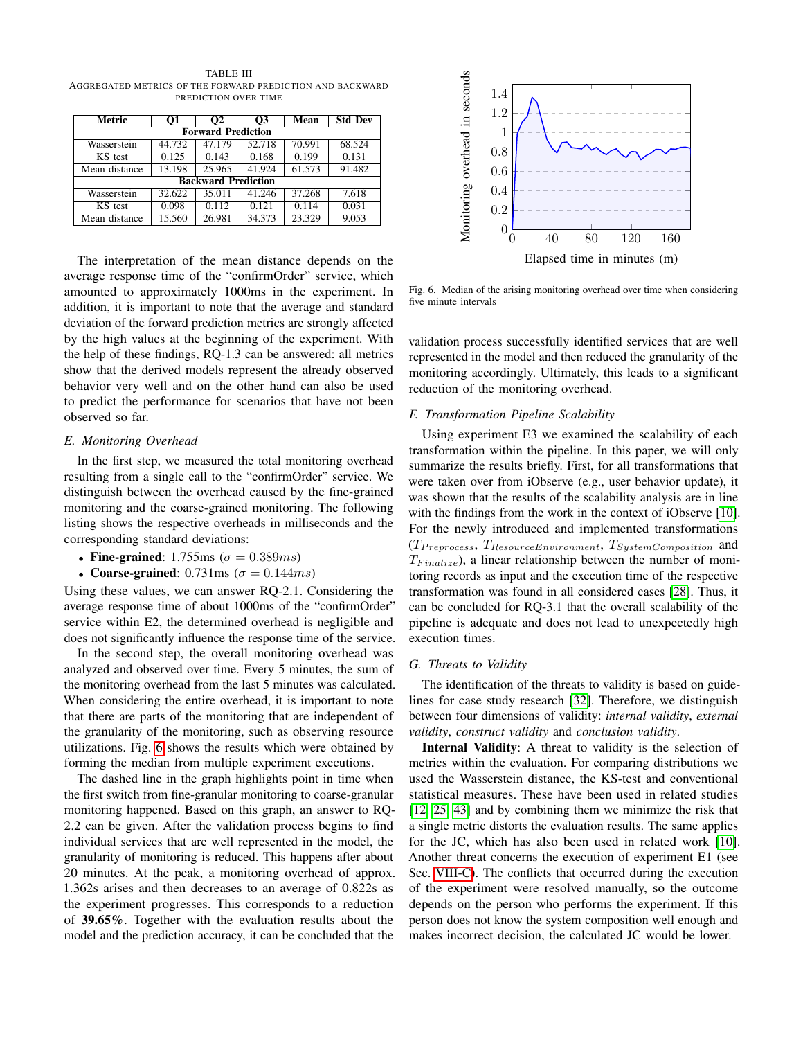TABLE III
AGGREGATED METRICS OF THE FORWARD PREDICTION AND BACKWARD PREDICTION OVER TIME

| Metric | Q1 | Q2 | Q3 | Mean | Std Dev |
|---|---|---|---|---|---|
| **Forward Prediction** | | | | | |
| Wasserstein | 44.732 | 47.179 | 52.718 | 70.991 | 68.524 |
| KS test | 0.125 | 0.143 | 0.168 | 0.199 | 0.131 |
| Mean distance | 13.198 | 25.965 | 41.924 | 61.573 | 91.482 |
| **Backward Prediction** | | | | | |
| Wasserstein | 32.622 | 35.011 | 41.246 | 37.268 | 7.618 |
| KS test | 0.098 | 0.112 | 0.121 | 0.114 | 0.031 |
| Mean distance | 15.560 | 26.981 | 34.373 | 23.329 | 9.053 |

The interpretation of the mean distance depends on the average response time of the "confirmOrder" service, which amounted to approximately 1000ms in the experiment. In addition, it is important to note that the average and standard deviation of the forward prediction metrics are strongly affected by the high values at the beginning of the experiment. With the help of these findings, RQ-1.3 can be answered: all metrics show that the derived models represent the already observed behavior very well and on the other hand can also be used to predict the performance for scenarios that have not been observed so far.

### E. Monitoring Overhead

In the first step, we measured the total monitoring overhead resulting from a single call to the "confirmOrder" service. We distinguish between the overhead caused by the fine-grained monitoring and the coarse-grained monitoring. The following listing shows the respective overheads in milliseconds and the corresponding standard deviations:

- **Fine-grained**: 1.755ms ($\sigma = 0.389ms$)
- **Coarse-grained**: 0.731ms ($\sigma = 0.144ms$)

Using these values, we can answer RQ-2.1. Considering the average response time of about 1000ms of the "confirmOrder" service within E2, the determined overhead is negligible and does not significantly influence the response time of the service.

In the second step, the overall monitoring overhead was analyzed and observed over time. Every 5 minutes, the sum of the monitoring overhead from the last 5 minutes was calculated. When considering the entire overhead, it is important to note that there are parts of the monitoring that are independent of the granularity of the monitoring, such as observing resource utilizations. Fig. 6 shows the results which were obtained by forming the median from multiple experiment executions.

The dashed line in the graph highlights point in time when the first switch from fine-granular monitoring to coarse-granular monitoring happened. Based on this graph, an answer to RQ-2.2 can be given. After the validation process begins to find individual services that are well represented in the model, the granularity of monitoring is reduced. This happens after about 20 minutes. At the peak, a monitoring overhead of approx. 1.362s arises and then decreases to an average of 0.822s as the experiment progresses. This corresponds to a reduction of **39.65%**. Together with the evaluation results about the model and the prediction accuracy, it can be concluded that the validation process successfully identified services that are well represented in the model and then reduced the granularity of the monitoring accordingly. Ultimately, this leads to a significant reduction of the monitoring overhead.

Fig. 6. Median of the arising monitoring overhead over time when considering five minute intervals

### F. Transformation Pipeline Scalability

Using experiment E3 we examined the scalability of each transformation within the pipeline. In this paper, we will only summarize the results briefly. First, for all transformations that were taken over from iObserve (e.g., user behavior update), it was shown that the results of the scalability analysis are in line with the findings from the work in the context of iObserve [10]. For the newly introduced and implemented transformations ($T_{Preprocess}$, $T_{ResourceEnvironment}$, $T_{SystemComposition}$ and $T_{Finalize}$), a linear relationship between the number of monitoring records as input and the execution time of the respective transformation was found in all considered cases [28]. Thus, it can be concluded for RQ-3.1 that the overall scalability of the pipeline is adequate and does not lead to unexpectedly high execution times.

### G. Threats to Validity

The identification of the threats to validity is based on guidelines for case study research [32]. Therefore, we distinguish between four dimensions of validity: *internal validity*, *external validity*, *construct validity* and *conclusion validity*.

**Internal Validity**: A threat to validity is the selection of metrics within the evaluation. For comparing distributions we used the Wasserstein distance, the KS-test and conventional statistical measures. These have been used in related studies [12, 25, 43] and by combining them we minimize the risk that a single metric distorts the evaluation results. The same applies for the JC, which has also been used in related work [10]. Another threat concerns the execution of experiment E1 (see Sec. VIII-C). The conflicts that occurred during the execution of the experiment were resolved manually, so the outcome depends on the person who performs the experiment. If this person does not know the system composition well enough and makes incorrect decision, the calculated JC would be lower.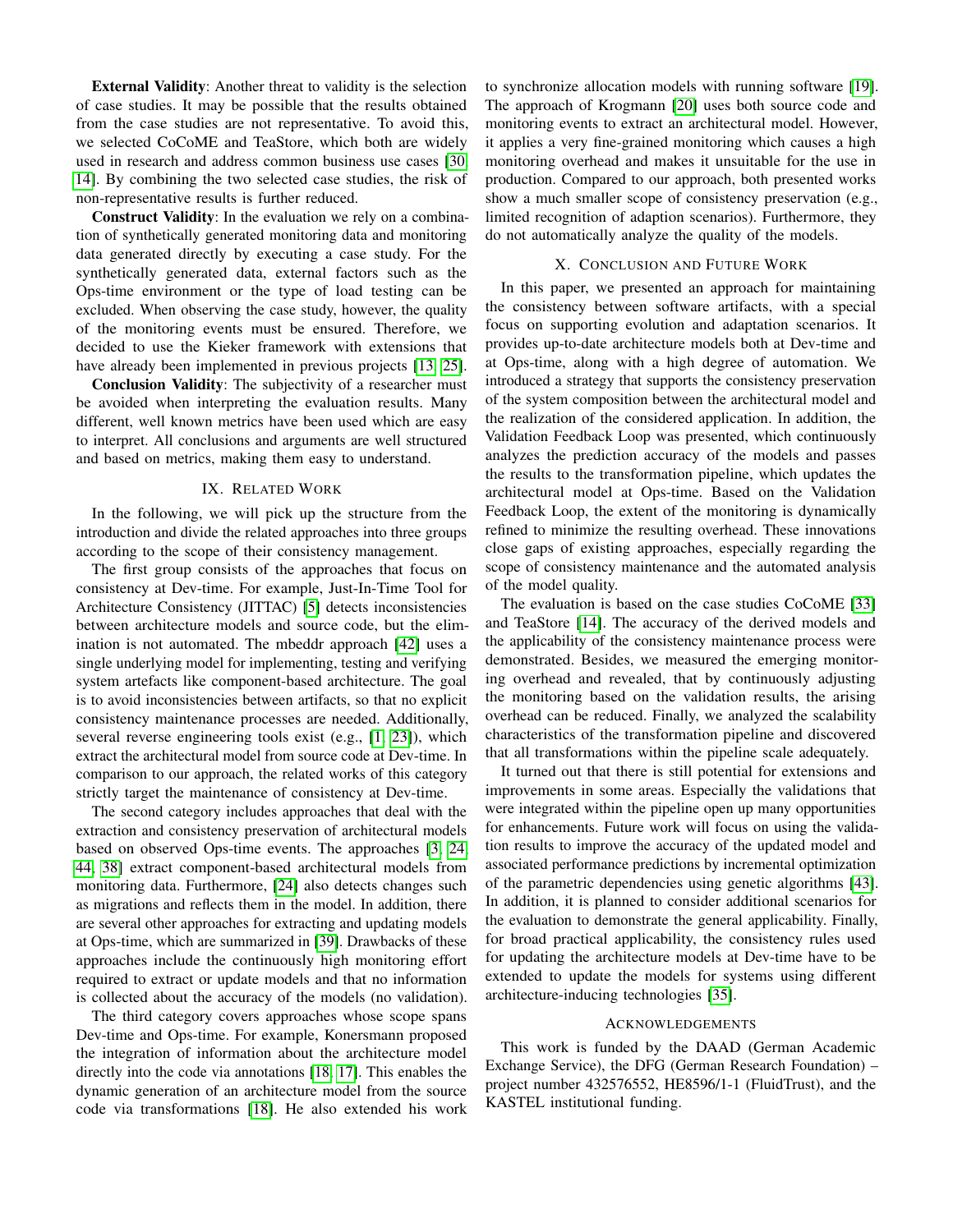**External Validity**: Another threat to validity is the selection of case studies. It may be possible that the results obtained from the case studies are not representative. To avoid this, we selected CoCoME and TeaStore, which both are widely used in research and address common business use cases [30] [14]. By combining the two selected case studies, the risk of non-representative results is further reduced.

**Construct Validity**: In the evaluation we rely on a combination of synthetically generated monitoring data and monitoring data generated directly by executing a case study. For the synthetically generated data, external factors such as the Ops-time environment or the type of load testing can be excluded. When observing the case study, however, the quality of the monitoring events must be ensured. Therefore, we decided to use the Kieker framework with extensions that have already been implemented in previous projects [13, 25].

**Conclusion Validity**: The subjectivity of a researcher must be avoided when interpreting the evaluation results. Many different, well known metrics have been used which are easy to interpret. All conclusions and arguments are well structured and based on metrics, making them easy to understand.

## IX. Related Work

In the following, we will pick up the structure from the introduction and divide the related approaches into three groups according to the scope of their consistency management.

The first group consists of the approaches that focus on consistency at Dev-time. For example, Just-In-Time Tool for Architecture Consistency (JITTAC) [5] detects inconsistencies between architecture models and source code, but the elimination is not automated. The mbeddr approach [42] uses a single underlying model for implementing, testing and verifying system artefacts like component-based architecture. The goal is to avoid inconsistencies between artifacts, so that no explicit consistency maintenance processes are needed. Additionally, several reverse engineering tools exist (e.g., [1, 23]), which extract the architectural model from source code at Dev-time. In comparison to our approach, the related works of this category strictly target the maintenance of consistency at Dev-time.

The second category includes approaches that deal with the extraction and consistency preservation of architectural models based on observed Ops-time events. The approaches [3, 24, 44, 38] extract component-based architectural models from monitoring data. Furthermore, [24] also detects changes such as migrations and reflects them in the model. In addition, there are several other approaches for extracting and updating models at Ops-time, which are summarized in [39]. Drawbacks of these approaches include the continuously high monitoring effort required to extract or update models and that no information is collected about the accuracy of the models (no validation).

The third category covers approaches whose scope spans Dev-time and Ops-time. For example, Konersmann proposed the integration of information about the architecture model directly into the code via annotations [18, 17]. This enables the dynamic generation of an architecture model from the source code via transformations [18]. He also extended his work to synchronize allocation models with running software [19]. The approach of Krogmann [20] uses both source code and monitoring events to extract an architectural model. However, it applies a very fine-grained monitoring which causes a high monitoring overhead and makes it unsuitable for the use in production. Compared to our approach, both presented works show a much smaller scope of consistency preservation (e.g., limited recognition of adaption scenarios). Furthermore, they do not automatically analyze the quality of the models.

## X. Conclusion and Future Work

In this paper, we presented an approach for maintaining the consistency between software artifacts, with a special focus on supporting evolution and adaptation scenarios. It provides up-to-date architecture models both at Dev-time and at Ops-time, along with a high degree of automation. We introduced a strategy that supports the consistency preservation of the system composition between the architectural model and the realization of the considered application. In addition, the Validation Feedback Loop was presented, which continuously analyzes the prediction accuracy of the models and passes the results to the transformation pipeline, which updates the architectural model at Ops-time. Based on the Validation Feedback Loop, the extent of the monitoring is dynamically refined to minimize the resulting overhead. These innovations close gaps of existing approaches, especially regarding the scope of consistency maintenance and the automated analysis of the model quality.

The evaluation is based on the case studies CoCoME [33] and TeaStore [14]. The accuracy of the derived models and the applicability of the consistency maintenance process were demonstrated. Besides, we measured the emerging monitoring overhead and revealed, that by continuously adjusting the monitoring based on the validation results, the arising overhead can be reduced. Finally, we analyzed the scalability characteristics of the transformation pipeline and discovered that all transformations within the pipeline scale adequately.

It turned out that there is still potential for extensions and improvements in some areas. Especially the validations that were integrated within the pipeline open up many opportunities for enhancements. Future work will focus on using the validation results to improve the accuracy of the updated model and associated performance predictions by incremental optimization of the parametric dependencies using genetic algorithms [43]. In addition, it is planned to consider additional scenarios for the evaluation to demonstrate the general applicability. Finally, for broad practical applicability, the consistency rules used for updating the architecture models at Dev-time have to be extended to update the models for systems using different architecture-inducing technologies [35].

## Acknowledgements

This work is funded by the DAAD (German Academic Exchange Service), the DFG (German Research Foundation) – project number 432576552, HE8596/1-1 (FluidTrust), and the KASTEL institutional funding.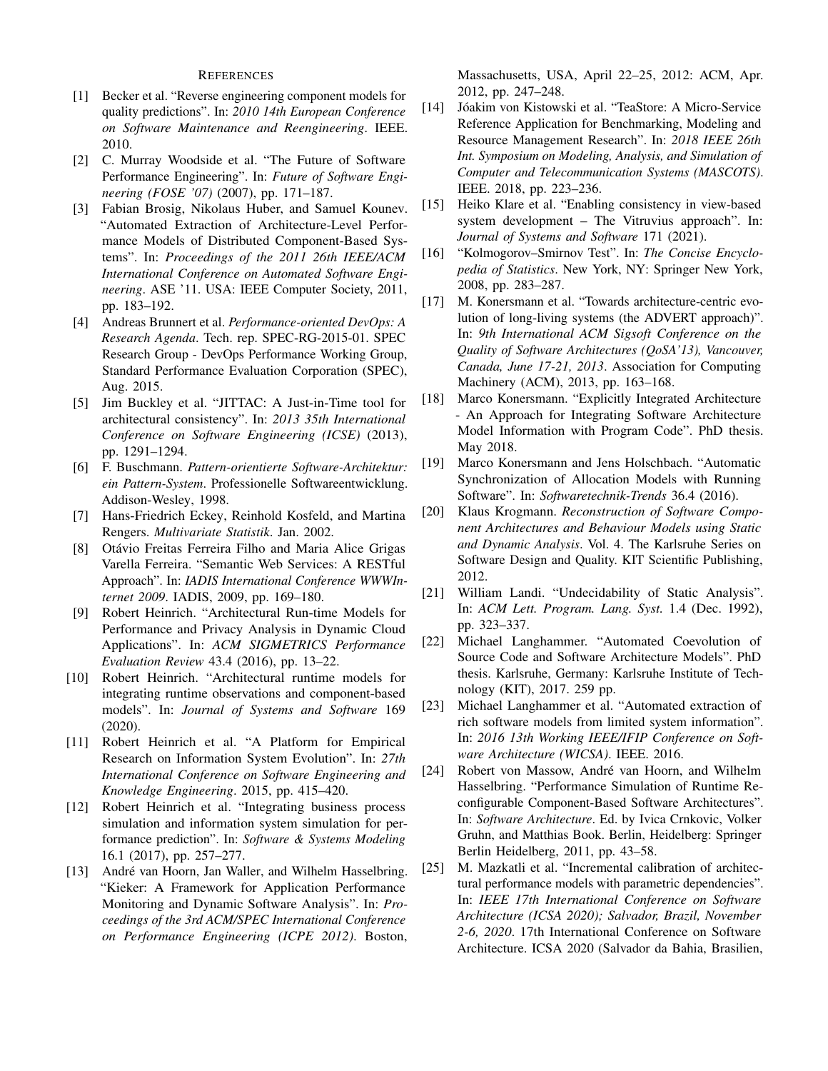## References

[1] Becker et al. "Reverse engineering component models for quality predictions". In: *2010 14th European Conference on Software Maintenance and Reengineering*. IEEE. 2010.

[2] C. Murray Woodside et al. "The Future of Software Performance Engineering". In: *Future of Software Engineering (FOSE '07)* (2007), pp. 171–187.

[3] Fabian Brosig, Nikolaus Huber, and Samuel Kounev. "Automated Extraction of Architecture-Level Performance Models of Distributed Component-Based Systems". In: *Proceedings of the 2011 26th IEEE/ACM International Conference on Automated Software Engineering*. ASE '11. USA: IEEE Computer Society, 2011, pp. 183–192.

[4] Andreas Brunnert et al. *Performance-oriented DevOps: A Research Agenda*. Tech. rep. SPEC-RG-2015-01. SPEC Research Group - DevOps Performance Working Group, Standard Performance Evaluation Corporation (SPEC), Aug. 2015.

[5] Jim Buckley et al. "JITTAC: A Just-in-Time tool for architectural consistency". In: *2013 35th International Conference on Software Engineering (ICSE)* (2013), pp. 1291–1294.

[6] F. Buschmann. *Pattern-orientierte Software-Architektur: ein Pattern-System*. Professionelle Softwareentwicklung. Addison-Wesley, 1998.

[7] Hans-Friedrich Eckey, Reinhold Kosfeld, and Martina Rengers. *Multivariate Statistik*. Jan. 2002.

[8] Otávio Freitas Ferreira Filho and Maria Alice Grigas Varella Ferreira. "Semantic Web Services: A RESTful Approach". In: *IADIS International Conference WWWInternet 2009*. IADIS, 2009, pp. 169–180.

[9] Robert Heinrich. "Architectural Run-time Models for Performance and Privacy Analysis in Dynamic Cloud Applications". In: *ACM SIGMETRICS Performance Evaluation Review* 43.4 (2016), pp. 13–22.

[10] Robert Heinrich. "Architectural runtime models for integrating runtime observations and component-based models". In: *Journal of Systems and Software* 169 (2020).

[11] Robert Heinrich et al. "A Platform for Empirical Research on Information System Evolution". In: *27th International Conference on Software Engineering and Knowledge Engineering*. 2015, pp. 415–420.

[12] Robert Heinrich et al. "Integrating business process simulation and information system simulation for performance prediction". In: *Software & Systems Modeling* 16.1 (2017), pp. 257–277.

[13] André van Hoorn, Jan Waller, and Wilhelm Hasselbring. "Kieker: A Framework for Application Performance Monitoring and Dynamic Software Analysis". In: *Proceedings of the 3rd ACM/SPEC International Conference on Performance Engineering (ICPE 2012)*. Boston, Massachusetts, USA, April 22–25, 2012: ACM, Apr. 2012, pp. 247–248.

[14] Jóakim von Kistowski et al. "TeaStore: A Micro-Service Reference Application for Benchmarking, Modeling and Resource Management Research". In: *2018 IEEE 26th Int. Symposium on Modeling, Analysis, and Simulation of Computer and Telecommunication Systems (MASCOTS)*. IEEE. 2018, pp. 223–236.

[15] Heiko Klare et al. "Enabling consistency in view-based system development – The Vitruvius approach". In: *Journal of Systems and Software* 171 (2021).

[16] "Kolmogorov–Smirnov Test". In: *The Concise Encyclopedia of Statistics*. New York, NY: Springer New York, 2008, pp. 283–287.

[17] M. Konersmann et al. "Towards architecture-centric evolution of long-living systems (the ADVERT approach)". In: *9th International ACM Sigsoft Conference on the Quality of Software Architectures (QoSA'13), Vancouver, Canada, June 17-21, 2013*. Association for Computing Machinery (ACM), 2013, pp. 163–168.

[18] Marco Konersmann. "Explicitly Integrated Architecture - An Approach for Integrating Software Architecture Model Information with Program Code". PhD thesis. May 2018.

[19] Marco Konersmann and Jens Holschbach. "Automatic Synchronization of Allocation Models with Running Software". In: *Softwaretechnik-Trends* 36.4 (2016).

[20] Klaus Krogmann. *Reconstruction of Software Component Architectures and Behaviour Models using Static and Dynamic Analysis*. Vol. 4. The Karlsruhe Series on Software Design and Quality. KIT Scientific Publishing, 2012.

[21] William Landi. "Undecidability of Static Analysis". In: *ACM Lett. Program. Lang. Syst.* 1.4 (Dec. 1992), pp. 323–337.

[22] Michael Langhammer. "Automated Coevolution of Source Code and Software Architecture Models". PhD thesis. Karlsruhe, Germany: Karlsruhe Institute of Technology (KIT), 2017. 259 pp.

[23] Michael Langhammer et al. "Automated extraction of rich software models from limited system information". In: *2016 13th Working IEEE/IFIP Conference on Software Architecture (WICSA)*. IEEE. 2016.

[24] Robert von Massow, André van Hoorn, and Wilhelm Hasselbring. "Performance Simulation of Runtime Reconfigurable Component-Based Software Architectures". In: *Software Architecture*. Ed. by Ivica Crnkovic, Volker Gruhn, and Matthias Book. Berlin, Heidelberg: Springer Berlin Heidelberg, 2011, pp. 43–58.

[25] M. Mazkatli et al. "Incremental calibration of architectural performance models with parametric dependencies". In: *IEEE 17th International Conference on Software Architecture (ICSA 2020); Salvador, Brazil, November 2-6, 2020*. 17th International Conference on Software Architecture. ICSA 2020 (Salvador da Bahia, Brasilien,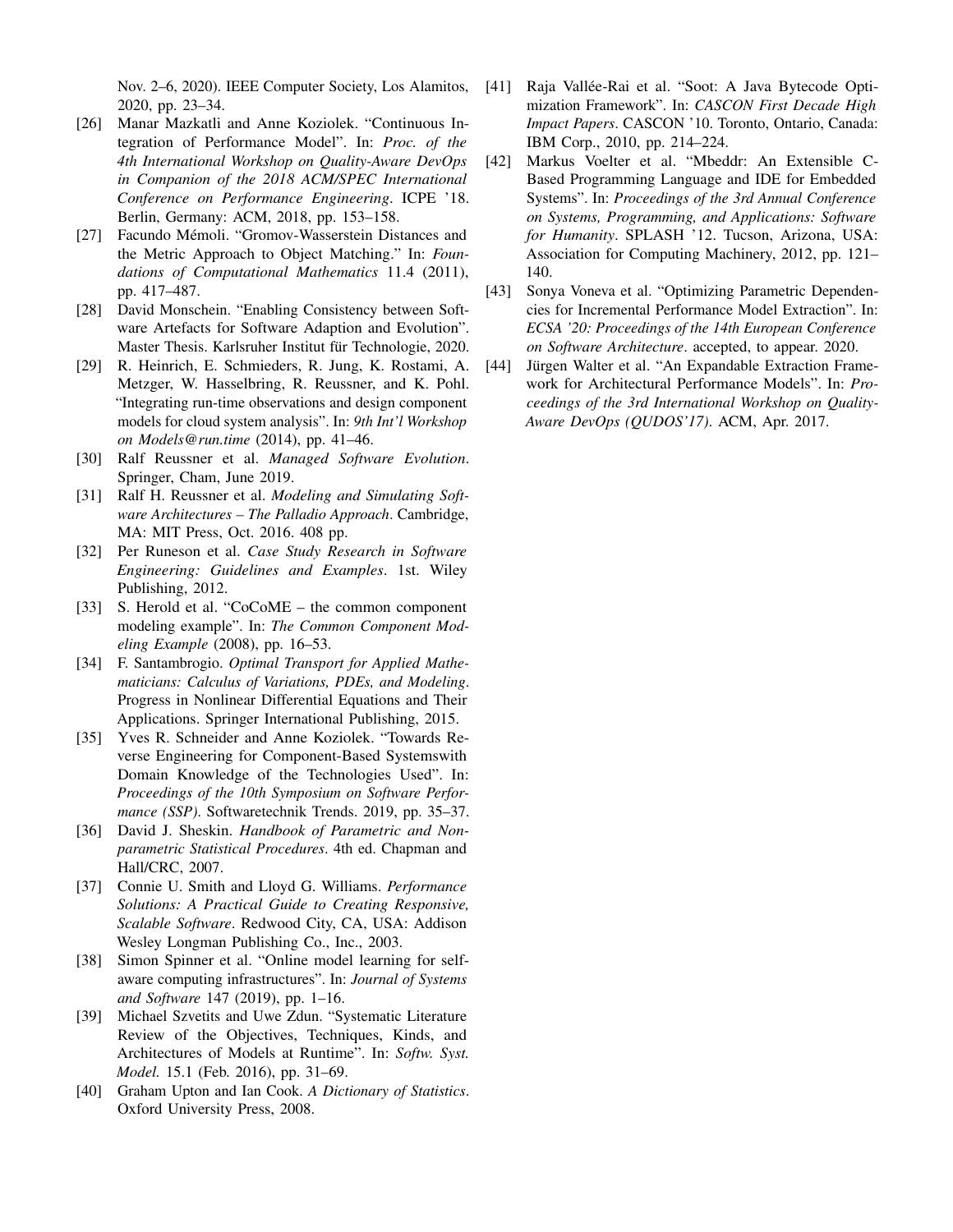Nov. 2–6, 2020). IEEE Computer Society, Los Alamitos, 2020, pp. 23–34.

[26] Manar Mazkatli and Anne Koziolek. “Continuous Integration of Performance Model”. In: *Proc. of the 4th International Workshop on Quality-Aware DevOps in Companion of the 2018 ACM/SPEC International Conference on Performance Engineering*. ICPE ’18. Berlin, Germany: ACM, 2018, pp. 153–158.

[27] Facundo Mémoli. “Gromov-Wasserstein Distances and the Metric Approach to Object Matching.” In: *Foundations of Computational Mathematics* 11.4 (2011), pp. 417–487.

[28] David Monschein. “Enabling Consistency between Software Artefacts for Software Adaption and Evolution”. Master Thesis. Karlsruher Institut für Technologie, 2020.

[29] R. Heinrich, E. Schmieders, R. Jung, K. Rostami, A. Metzger, W. Hasselbring, R. Reussner, and K. Pohl. “Integrating run-time observations and design component models for cloud system analysis”. In: *9th Int’l Workshop on Models@run.time* (2014), pp. 41–46.

[30] Ralf Reussner et al. *Managed Software Evolution*. Springer, Cham, June 2019.

[31] Ralf H. Reussner et al. *Modeling and Simulating Software Architectures – The Palladio Approach*. Cambridge, MA: MIT Press, Oct. 2016. 408 pp.

[32] Per Runeson et al. *Case Study Research in Software Engineering: Guidelines and Examples*. 1st. Wiley Publishing, 2012.

[33] S. Herold et al. “CoCoME – the common component modeling example”. In: *The Common Component Modeling Example* (2008), pp. 16–53.

[34] F. Santambrogio. *Optimal Transport for Applied Mathematicians: Calculus of Variations, PDEs, and Modeling*. Progress in Nonlinear Differential Equations and Their Applications. Springer International Publishing, 2015.

[35] Yves R. Schneider and Anne Koziolek. “Towards Reverse Engineering for Component-Based Systemswith Domain Knowledge of the Technologies Used”. In: *Proceedings of the 10th Symposium on Software Performance (SSP)*. Softwaretechnik Trends. 2019, pp. 35–37.

[36] David J. Sheskin. *Handbook of Parametric and Nonparametric Statistical Procedures*. 4th ed. Chapman and Hall/CRC, 2007.

[37] Connie U. Smith and Lloyd G. Williams. *Performance Solutions: A Practical Guide to Creating Responsive, Scalable Software*. Redwood City, CA, USA: Addison Wesley Longman Publishing Co., Inc., 2003.

[38] Simon Spinner et al. “Online model learning for self-aware computing infrastructures”. In: *Journal of Systems and Software* 147 (2019), pp. 1–16.

[39] Michael Szvetits and Uwe Zdun. “Systematic Literature Review of the Objectives, Techniques, Kinds, and Architectures of Models at Runtime”. In: *Softw. Syst. Model.* 15.1 (Feb. 2016), pp. 31–69.

[40] Graham Upton and Ian Cook. *A Dictionary of Statistics*. Oxford University Press, 2008.

[41] Raja Vallée-Rai et al. “Soot: A Java Bytecode Optimization Framework”. In: *CASCON First Decade High Impact Papers*. CASCON ’10. Toronto, Ontario, Canada: IBM Corp., 2010, pp. 214–224.

[42] Markus Voelter et al. “Mbeddr: An Extensible C-Based Programming Language and IDE for Embedded Systems”. In: *Proceedings of the 3rd Annual Conference on Systems, Programming, and Applications: Software for Humanity*. SPLASH ’12. Tucson, Arizona, USA: Association for Computing Machinery, 2012, pp. 121–140.

[43] Sonya Voneva et al. “Optimizing Parametric Dependencies for Incremental Performance Model Extraction”. In: *ECSA ’20: Proceedings of the 14th European Conference on Software Architecture*. accepted, to appear. 2020.

[44] Jürgen Walter et al. “An Expandable Extraction Framework for Architectural Performance Models”. In: *Proceedings of the 3rd International Workshop on Quality-Aware DevOps (QUDOS’17)*. ACM, Apr. 2017.